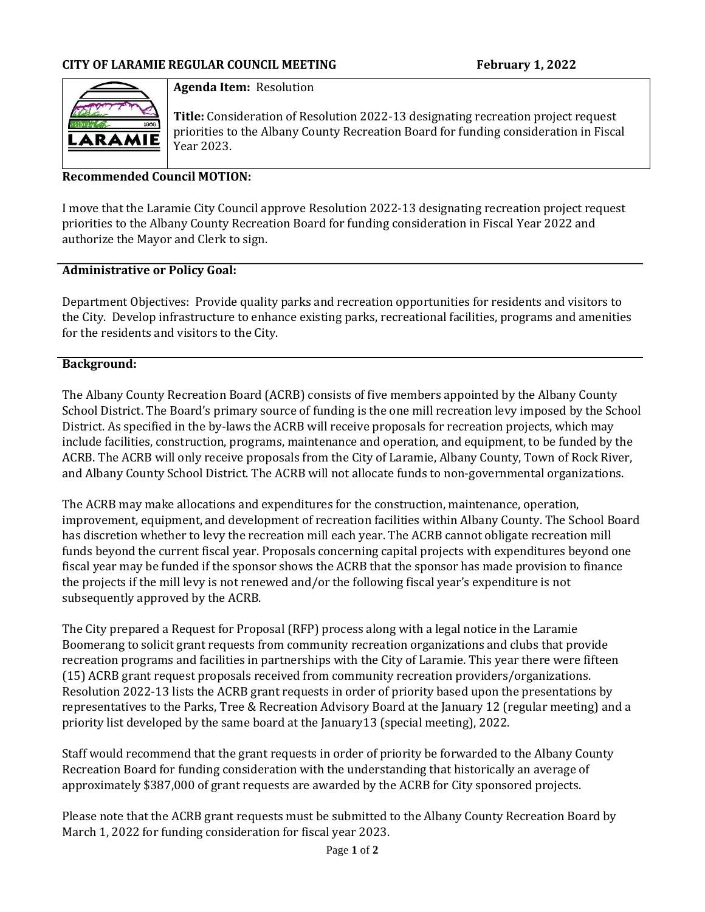**CITY OF LARAMIE REGULAR COUNCIL MEETING** **February 1, 2022**

**Agenda Item:** Resolution

**Title:** Consideration of Resolution 2022-13 designating recreation project request priorities to the Albany County Recreation Board for funding consideration in Fiscal Year 2023.

**Recommended Council MOTION:**

I move that the Laramie City Council approve Resolution 2022-13 designating recreation project request priorities to the Albany County Recreation Board for funding consideration in Fiscal Year 2022 and authorize the Mayor and Clerk to sign.

**Administrative or Policy Goal:**

Department Objectives: Provide quality parks and recreation opportunities for residents and visitors to the City. Develop infrastructure to enhance existing parks, recreational facilities, programs and amenities for the residents and visitors to the City.

**Background:**

The Albany County Recreation Board (ACRB) consists of five members appointed by the Albany County School District. The Board's primary source of funding is the one mill recreation levy imposed by the School District. As specified in the by-laws the ACRB will receive proposals for recreation projects, which may include facilities, construction, programs, maintenance and operation, and equipment, to be funded by the ACRB. The ACRB will only receive proposals from the City of Laramie, Albany County, Town of Rock River, and Albany County School District. The ACRB will not allocate funds to non-governmental organizations.

The ACRB may make allocations and expenditures for the construction, maintenance, operation, improvement, equipment, and development of recreation facilities within Albany County. The School Board has discretion whether to levy the recreation mill each year. The ACRB cannot obligate recreation mill funds beyond the current fiscal year. Proposals concerning capital projects with expenditures beyond one fiscal year may be funded if the sponsor shows the ACRB that the sponsor has made provision to finance the projects if the mill levy is not renewed and/or the following fiscal year's expenditure is not subsequently approved by the ACRB.

The City prepared a Request for Proposal (RFP) process along with a legal notice in the Laramie Boomerang to solicit grant requests from community recreation organizations and clubs that provide recreation programs and facilities in partnerships with the City of Laramie. This year there were fifteen (15) ACRB grant request proposals received from community recreation providers/organizations. Resolution 2022-13 lists the ACRB grant requests in order of priority based upon the presentations by representatives to the Parks, Tree & Recreation Advisory Board at the January 12 (regular meeting) and a priority list developed by the same board at the January13 (special meeting), 2022.

Staff would recommend that the grant requests in order of priority be forwarded to the Albany County Recreation Board for funding consideration with the understanding that historically an average of approximately $387,000 of grant requests are awarded by the ACRB for City sponsored projects.

Please note that the ACRB grant requests must be submitted to the Albany County Recreation Board by March 1, 2022 for funding consideration for fiscal year 2023.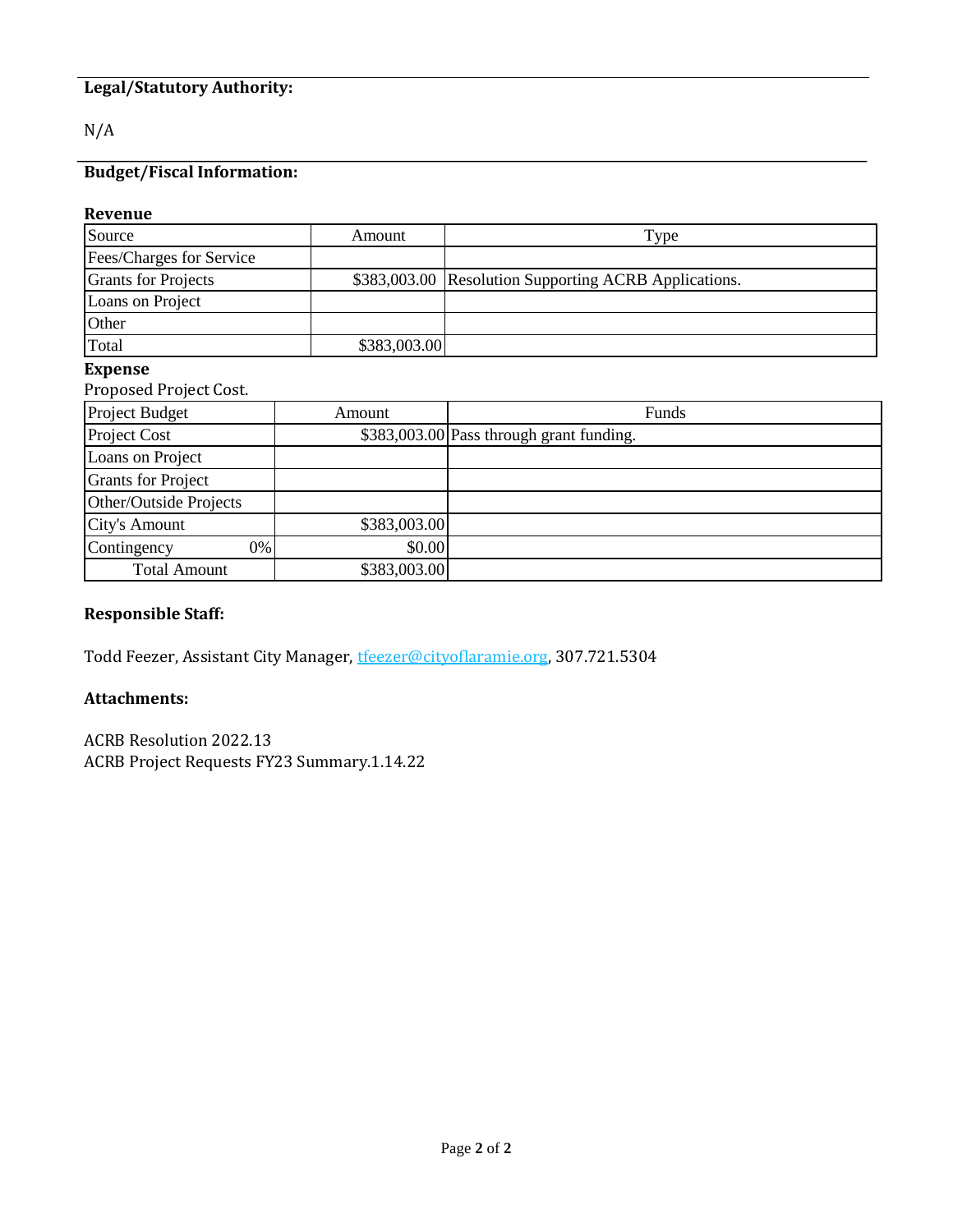## Legal/Statutory Authority:

N/A

## Budget/Fiscal Information:

### Revenue

| Source | Amount | Type |
|---|---|---|
| Fees/Charges for Service | | |
| Grants for Projects | $383,003.00 | Resolution Supporting ACRB Applications. |
| Loans on Project | | |
| Other | | |
| Total | $383,003.00 | |

### Expense

Proposed Project Cost.

| Project Budget | | Amount | Funds |
|---|---|---|---|
| Project Cost | | $383,003.00 | Pass through grant funding. |
| Loans on Project | | | |
| Grants for Project | | | |
| Other/Outside Projects | | | |
| City's Amount | | $383,003.00 | |
| Contingency | 0% | $0.00 | |
| Total Amount | | $383,003.00 | |

## Responsible Staff:

Todd Feezer, Assistant City Manager, tfeezer@cityoflaramie.org, 307.721.5304

## Attachments:

ACRB Resolution 2022.13
ACRB Project Requests FY23 Summary.1.14.22